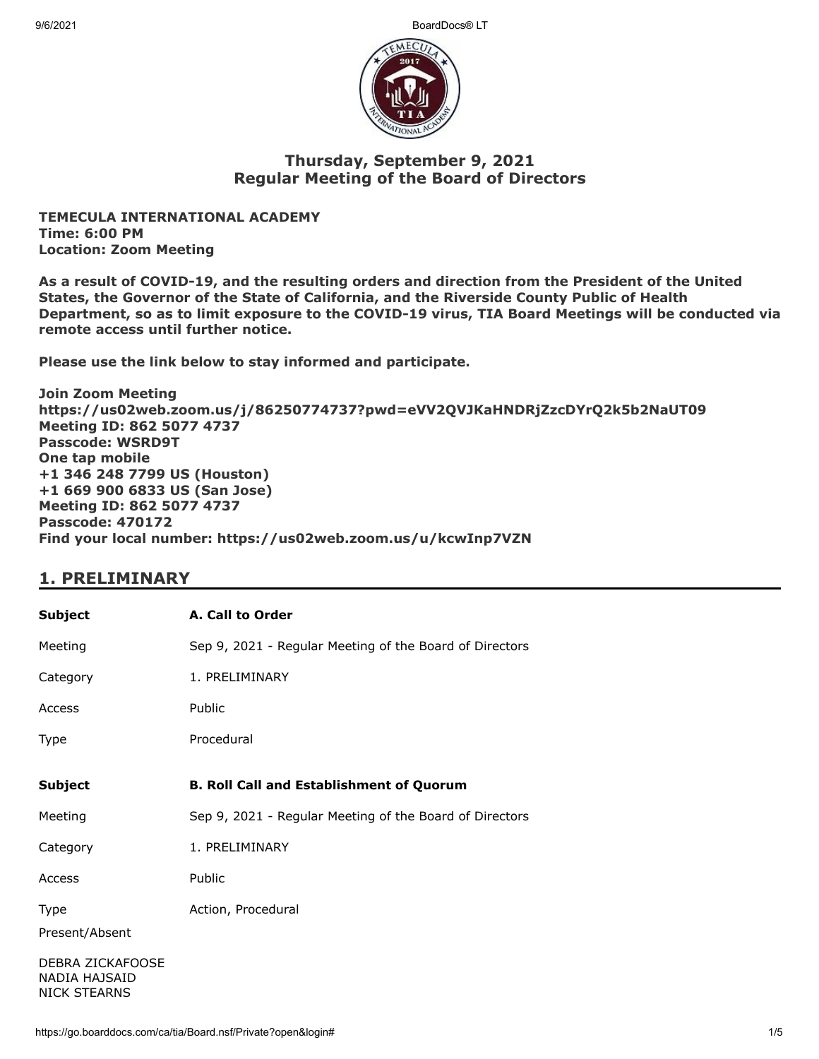# Thursday, September 9, 2021
# Regular Meeting of the Board of Directors

**TEMECULA INTERNATIONAL ACADEMY**
**Time: 6:00 PM**
**Location: Zoom Meeting**

**As a result of COVID-19, and the resulting orders and direction from the President of the United States, the Governor of the State of California, and the Riverside County Public of Health Department, so as to limit exposure to the COVID-19 virus, TIA Board Meetings will be conducted via remote access until further notice.**

**Please use the link below to stay informed and participate.**

**Join Zoom Meeting**
**https://us02web.zoom.us/j/86250774737?pwd=eVV2QVJKaHNDRjZzcDYrQ2k5b2NaUT09**
**Meeting ID: 862 5077 4737**
**Passcode: WSRD9T**
**One tap mobile**
**+1 346 248 7799 US (Houston)**
**+1 669 900 6833 US (San Jose)**
**Meeting ID: 862 5077 4737**
**Passcode: 470172**
**Find your local number: https://us02web.zoom.us/u/kcwInp7VZN**

## 1. PRELIMINARY

| **Subject** | **A. Call to Order** |
|---|---|
| Meeting | Sep 9, 2021 - Regular Meeting of the Board of Directors |
| Category | 1. PRELIMINARY |
| Access | Public |
| Type | Procedural |

| **Subject** | **B. Roll Call and Establishment of Quorum** |
|---|---|
| Meeting | Sep 9, 2021 - Regular Meeting of the Board of Directors |
| Category | 1. PRELIMINARY |
| Access | Public |
| Type | Action, Procedural |

Present/Absent

DEBRA ZICKAFOOSE
NADIA HAJSAID
NICK STEARNS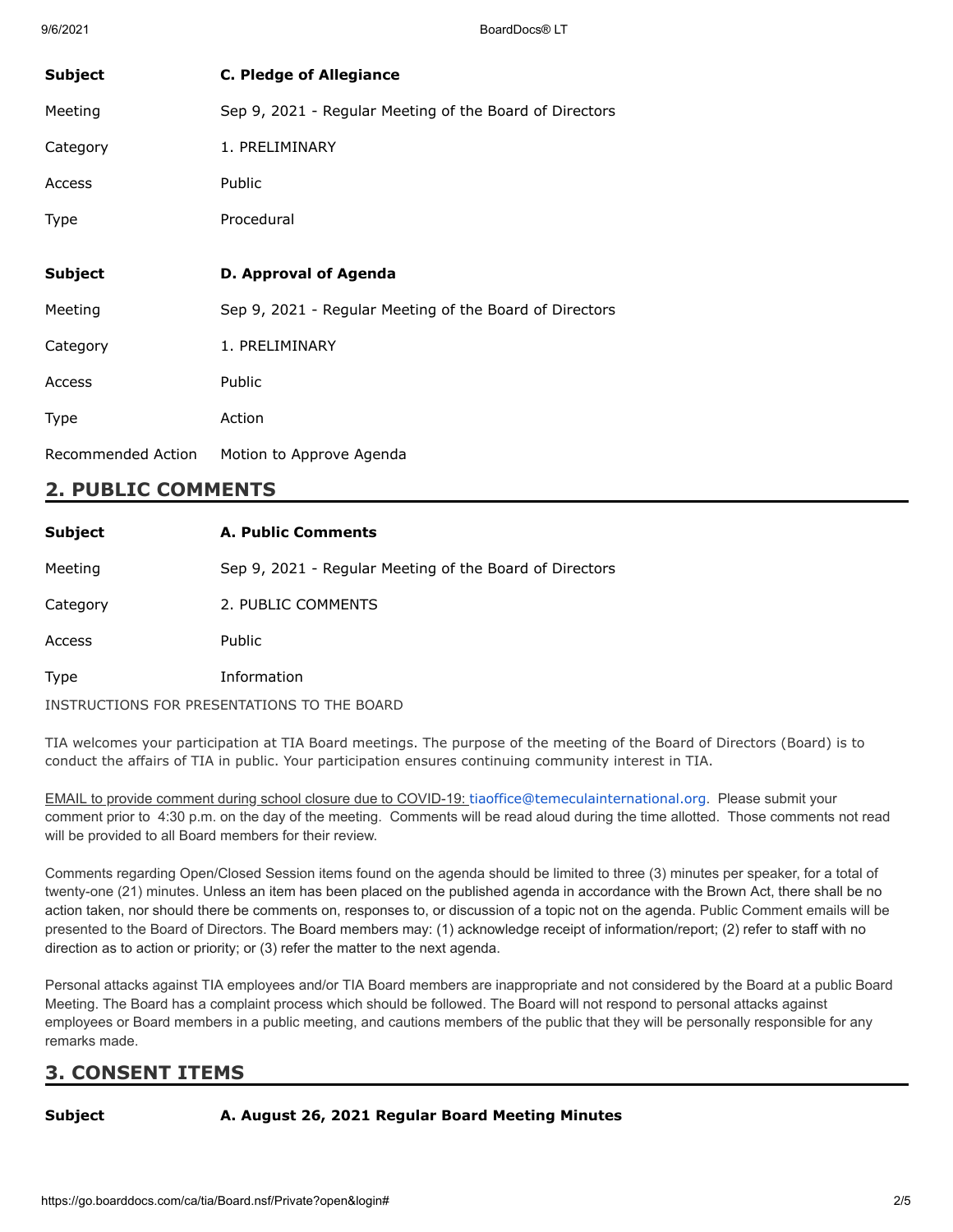| **Subject** | **C. Pledge of Allegiance** |
|---|---|
| Meeting | Sep 9, 2021 - Regular Meeting of the Board of Directors |
| Category | 1. PRELIMINARY |
| Access | Public |
| Type | Procedural |

| **Subject** | **D. Approval of Agenda** |
|---|---|
| Meeting | Sep 9, 2021 - Regular Meeting of the Board of Directors |
| Category | 1. PRELIMINARY |
| Access | Public |
| Type | Action |
| Recommended Action | Motion to Approve Agenda |

## 2. PUBLIC COMMENTS

| **Subject** | **A. Public Comments** |
|---|---|
| Meeting | Sep 9, 2021 - Regular Meeting of the Board of Directors |
| Category | 2. PUBLIC COMMENTS |
| Access | Public |
| Type | Information |

INSTRUCTIONS FOR PRESENTATIONS TO THE BOARD

TIA welcomes your participation at TIA Board meetings. The purpose of the meeting of the Board of Directors (Board) is to conduct the affairs of TIA in public. Your participation ensures continuing community interest in TIA.

EMAIL to provide comment during school closure due to COVID-19: tiaoffice@temeculainternational.org. Please submit your comment prior to 4:30 p.m. on the day of the meeting. Comments will be read aloud during the time allotted. Those comments not read will be provided to all Board members for their review.

Comments regarding Open/Closed Session items found on the agenda should be limited to three (3) minutes per speaker, for a total of twenty-one (21) minutes. Unless an item has been placed on the published agenda in accordance with the Brown Act, there shall be no action taken, nor should there be comments on, responses to, or discussion of a topic not on the agenda. Public Comment emails will be presented to the Board of Directors. The Board members may: (1) acknowledge receipt of information/report; (2) refer to staff with no direction as to action or priority; or (3) refer the matter to the next agenda.

Personal attacks against TIA employees and/or TIA Board members are inappropriate and not considered by the Board at a public Board Meeting. The Board has a complaint process which should be followed. The Board will not respond to personal attacks against employees or Board members in a public meeting, and cautions members of the public that they will be personally responsible for any remarks made.

## 3. CONSENT ITEMS

| **Subject** | **A. August 26, 2021 Regular Board Meeting Minutes** |
|---|---|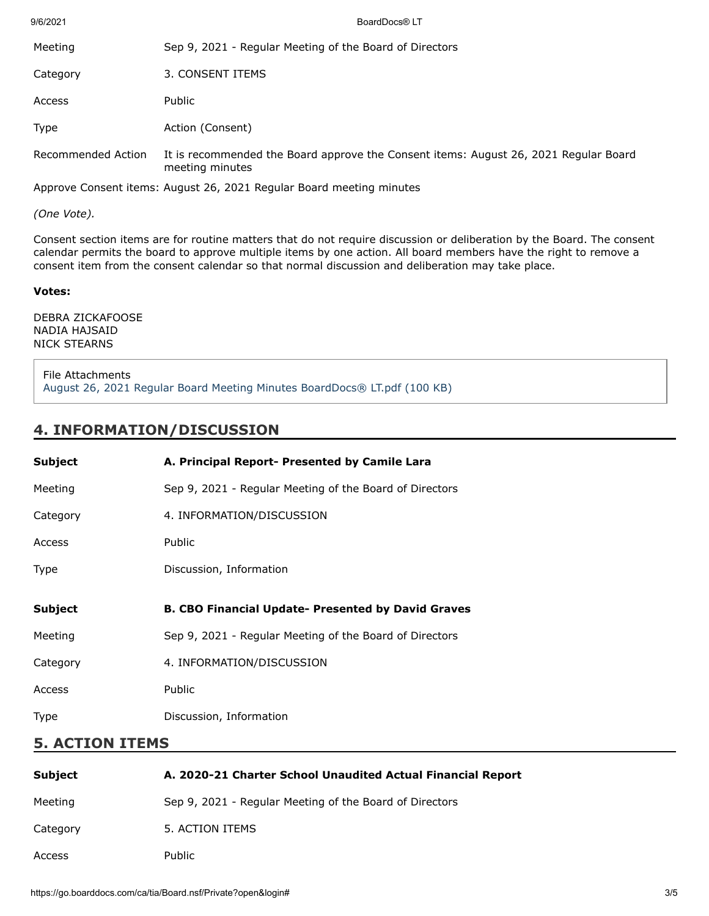| | |
|---|---|
| Meeting | Sep 9, 2021 - Regular Meeting of the Board of Directors |
| Category | 3. CONSENT ITEMS |
| Access | Public |
| Type | Action (Consent) |
| Recommended Action | It is recommended the Board approve the Consent items: August 26, 2021 Regular Board meeting minutes |

Approve Consent items: August 26, 2021 Regular Board meeting minutes

*(One Vote).*

Consent section items are for routine matters that do not require discussion or deliberation by the Board. The consent calendar permits the board to approve multiple items by one action. All board members have the right to remove a consent item from the consent calendar so that normal discussion and deliberation may take place.

**Votes:**

DEBRA ZICKAFOOSE
NADIA HAJSAID
NICK STEARNS

File Attachments
August 26, 2021 Regular Board Meeting Minutes BoardDocs® LT.pdf (100 KB)

## 4. INFORMATION/DISCUSSION

| | |
|---|---|
| **Subject** | **A. Principal Report- Presented by Camile Lara** |
| Meeting | Sep 9, 2021 - Regular Meeting of the Board of Directors |
| Category | 4. INFORMATION/DISCUSSION |
| Access | Public |
| Type | Discussion, Information |

| | |
|---|---|
| **Subject** | **B. CBO Financial Update- Presented by David Graves** |
| Meeting | Sep 9, 2021 - Regular Meeting of the Board of Directors |
| Category | 4. INFORMATION/DISCUSSION |
| Access | Public |
| Type | Discussion, Information |

## 5. ACTION ITEMS

| | |
|---|---|
| **Subject** | **A. 2020-21 Charter School Unaudited Actual Financial Report** |
| Meeting | Sep 9, 2021 - Regular Meeting of the Board of Directors |
| Category | 5. ACTION ITEMS |
| Access | Public |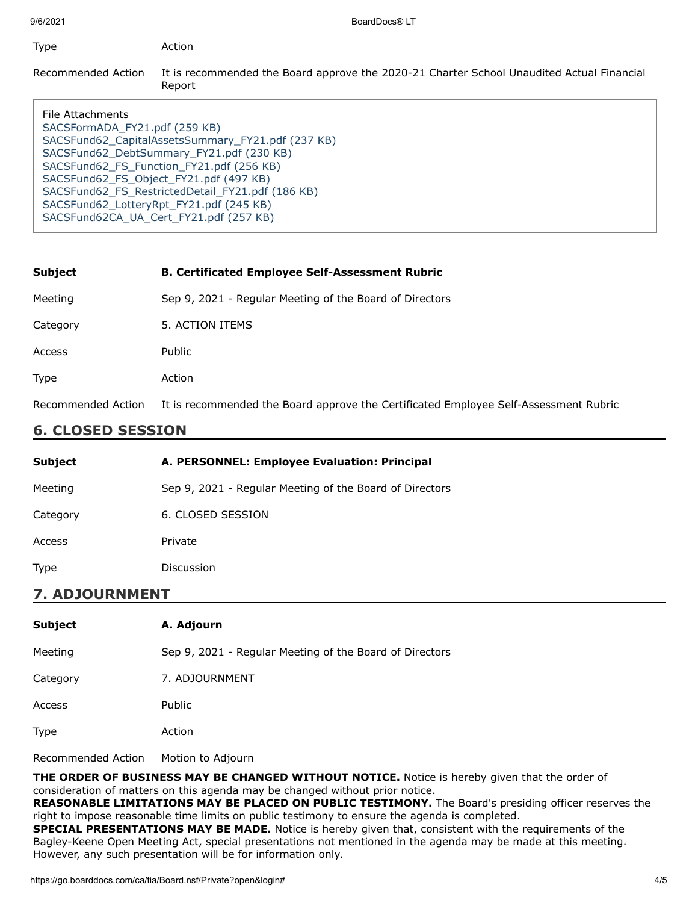Type	Action

Recommended Action	It is recommended the Board approve the 2020-21 Charter School Unaudited Actual Financial Report

File Attachments
SACSFormADA_FY21.pdf (259 KB)
SACSFund62_CapitalAssetsSummary_FY21.pdf (237 KB)
SACSFund62_DebtSummary_FY21.pdf (230 KB)
SACSFund62_FS_Function_FY21.pdf (256 KB)
SACSFund62_FS_Object_FY21.pdf (497 KB)
SACSFund62_FS_RestrictedDetail_FY21.pdf (186 KB)
SACSFund62_LotteryRpt_FY21.pdf (245 KB)
SACSFund62CA_UA_Cert_FY21.pdf (257 KB)

| | |
|---|---|
| **Subject** | **B. Certificated Employee Self-Assessment Rubric** |
| Meeting | Sep 9, 2021 - Regular Meeting of the Board of Directors |
| Category | 5. ACTION ITEMS |
| Access | Public |
| Type | Action |
| Recommended Action | It is recommended the Board approve the Certificated Employee Self-Assessment Rubric |

## 6. CLOSED SESSION

| | |
|---|---|
| **Subject** | **A. PERSONNEL: Employee Evaluation: Principal** |
| Meeting | Sep 9, 2021 - Regular Meeting of the Board of Directors |
| Category | 6. CLOSED SESSION |
| Access | Private |
| Type | Discussion |

## 7. ADJOURNMENT

| | |
|---|---|
| **Subject** | **A. Adjourn** |
| Meeting | Sep 9, 2021 - Regular Meeting of the Board of Directors |
| Category | 7. ADJOURNMENT |
| Access | Public |
| Type | Action |
| Recommended Action | Motion to Adjourn |

**THE ORDER OF BUSINESS MAY BE CHANGED WITHOUT NOTICE.** Notice is hereby given that the order of consideration of matters on this agenda may be changed without prior notice.
**REASONABLE LIMITATIONS MAY BE PLACED ON PUBLIC TESTIMONY.** The Board's presiding officer reserves the right to impose reasonable time limits on public testimony to ensure the agenda is completed.
**SPECIAL PRESENTATIONS MAY BE MADE.** Notice is hereby given that, consistent with the requirements of the Bagley-Keene Open Meeting Act, special presentations not mentioned in the agenda may be made at this meeting. However, any such presentation will be for information only.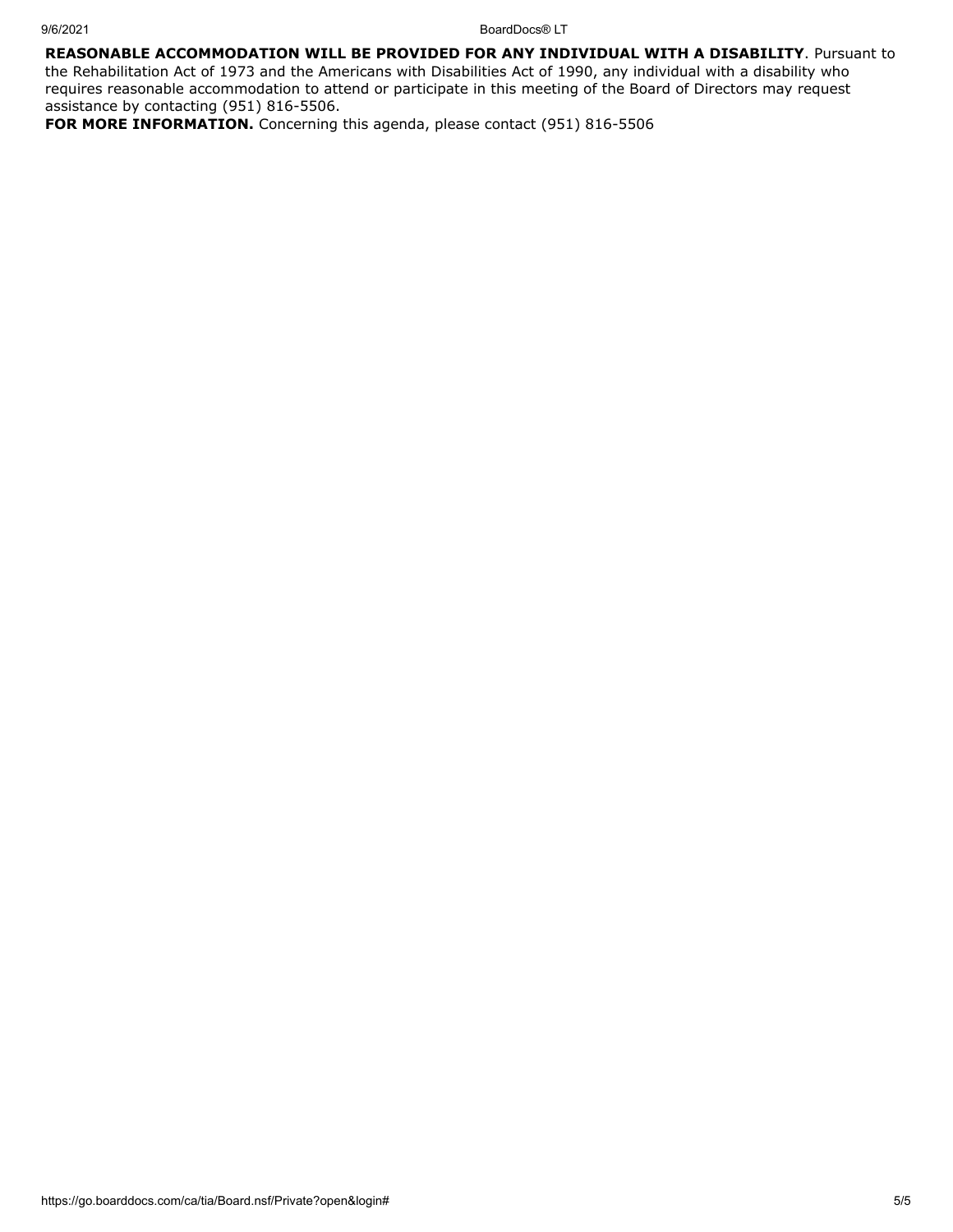**REASONABLE ACCOMMODATION WILL BE PROVIDED FOR ANY INDIVIDUAL WITH A DISABILITY**. Pursuant to the Rehabilitation Act of 1973 and the Americans with Disabilities Act of 1990, any individual with a disability who requires reasonable accommodation to attend or participate in this meeting of the Board of Directors may request assistance by contacting (951) 816-5506.

**FOR MORE INFORMATION.** Concerning this agenda, please contact (951) 816-5506